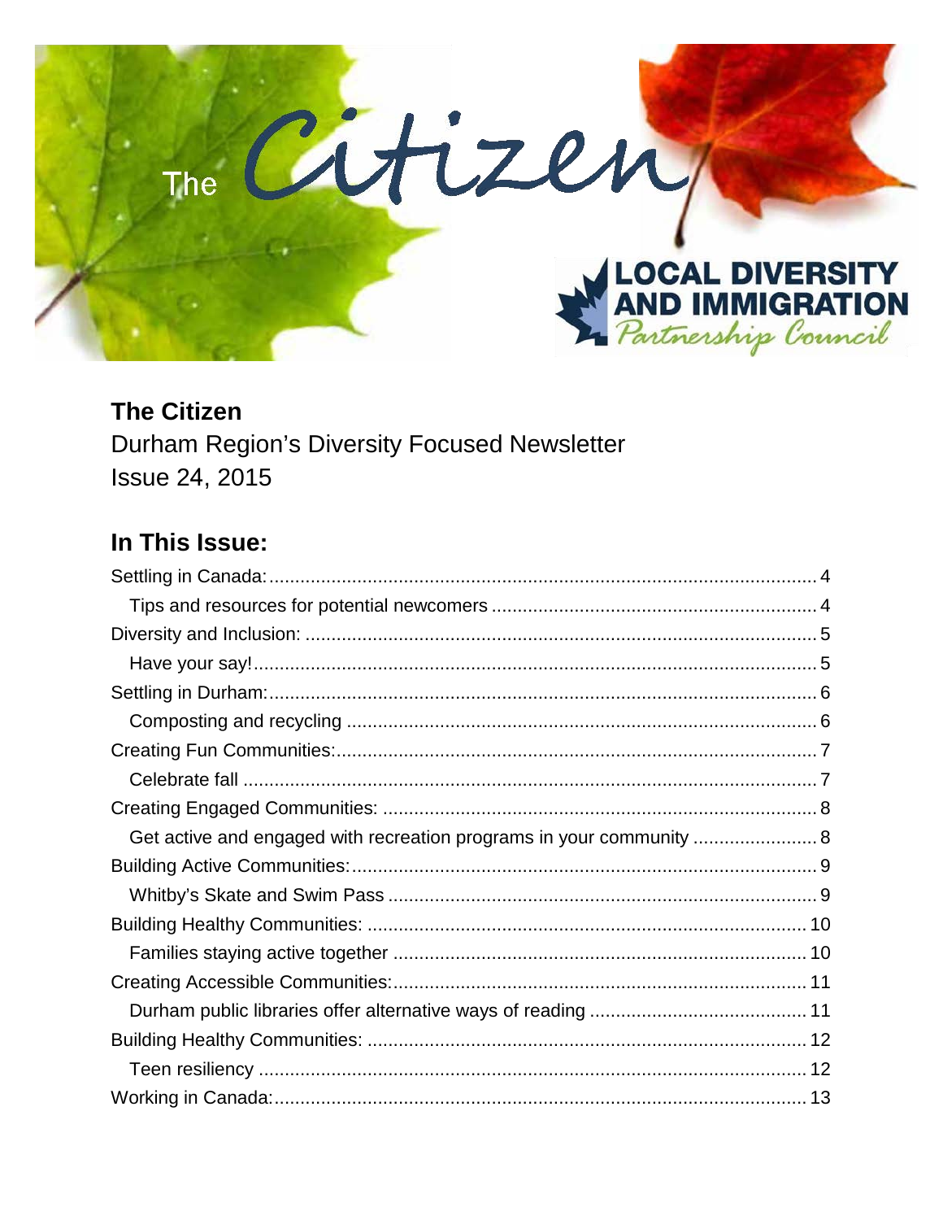# The Citizen

LOCAL DIVERSITY AND IMMIGRATION Partnership Council

**The Citizen**

Durham Region's Diversity Focused Newsletter

Issue 24, 2015

## In This Issue:

Settling in Canada: .......... 4

- Tips and resources for potential newcomers .......... 4

Diversity and Inclusion: .......... 5

- Have your say! .......... 5

Settling in Durham: .......... 6

- Composting and recycling .......... 6

Creating Fun Communities: .......... 7

- Celebrate fall .......... 7

Creating Engaged Communities: .......... 8

- Get active and engaged with recreation programs in your community .......... 8

Building Active Communities: .......... 9

- Whitby's Skate and Swim Pass .......... 9

Building Healthy Communities: .......... 10

- Families staying active together .......... 10

Creating Accessible Communities: .......... 11

- Durham public libraries offer alternative ways of reading .......... 11

Building Healthy Communities: .......... 12

- Teen resiliency .......... 12

Working in Canada: .......... 13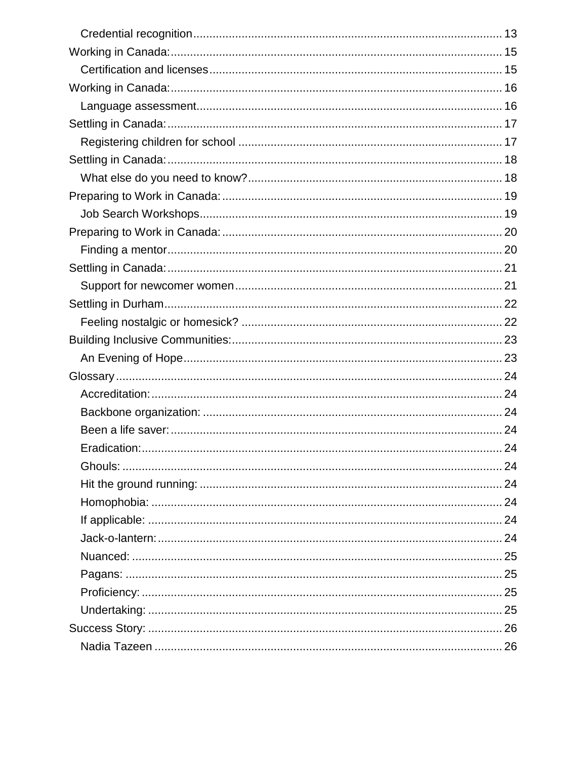- Credential recognition ... 13
- Working in Canada: ... 15
  - Certification and licenses ... 15
- Working in Canada: ... 16
  - Language assessment ... 16
- Settling in Canada: ... 17
  - Registering children for school ... 17
- Settling in Canada: ... 18
  - What else do you need to know? ... 18
- Preparing to Work in Canada: ... 19
  - Job Search Workshops ... 19
- Preparing to Work in Canada: ... 20
  - Finding a mentor ... 20
- Settling in Canada: ... 21
  - Support for newcomer women ... 21
- Settling in Durham ... 22
  - Feeling nostalgic or homesick? ... 22
- Building Inclusive Communities: ... 23
  - An Evening of Hope ... 23
- Glossary ... 24
  - Accreditation: ... 24
  - Backbone organization: ... 24
  - Been a life saver: ... 24
  - Eradication: ... 24
  - Ghouls: ... 24
  - Hit the ground running: ... 24
  - Homophobia: ... 24
  - If applicable: ... 24
  - Jack-o-lantern: ... 24
  - Nuanced: ... 25
  - Pagans: ... 25
  - Proficiency: ... 25
  - Undertaking: ... 25
- Success Story: ... 26
  - Nadia Tazeen ... 26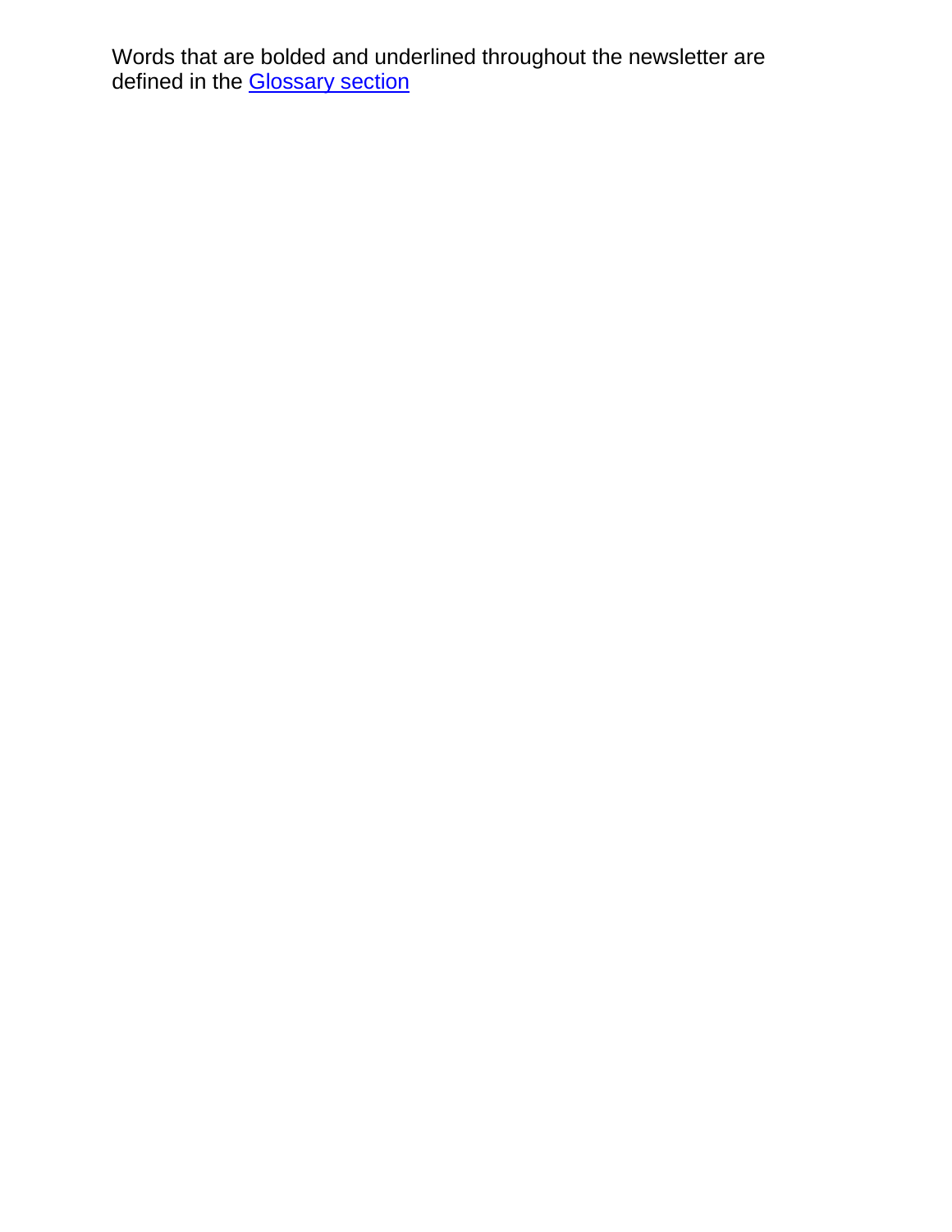Words that are bolded and underlined throughout the newsletter are defined in the [Glossary section]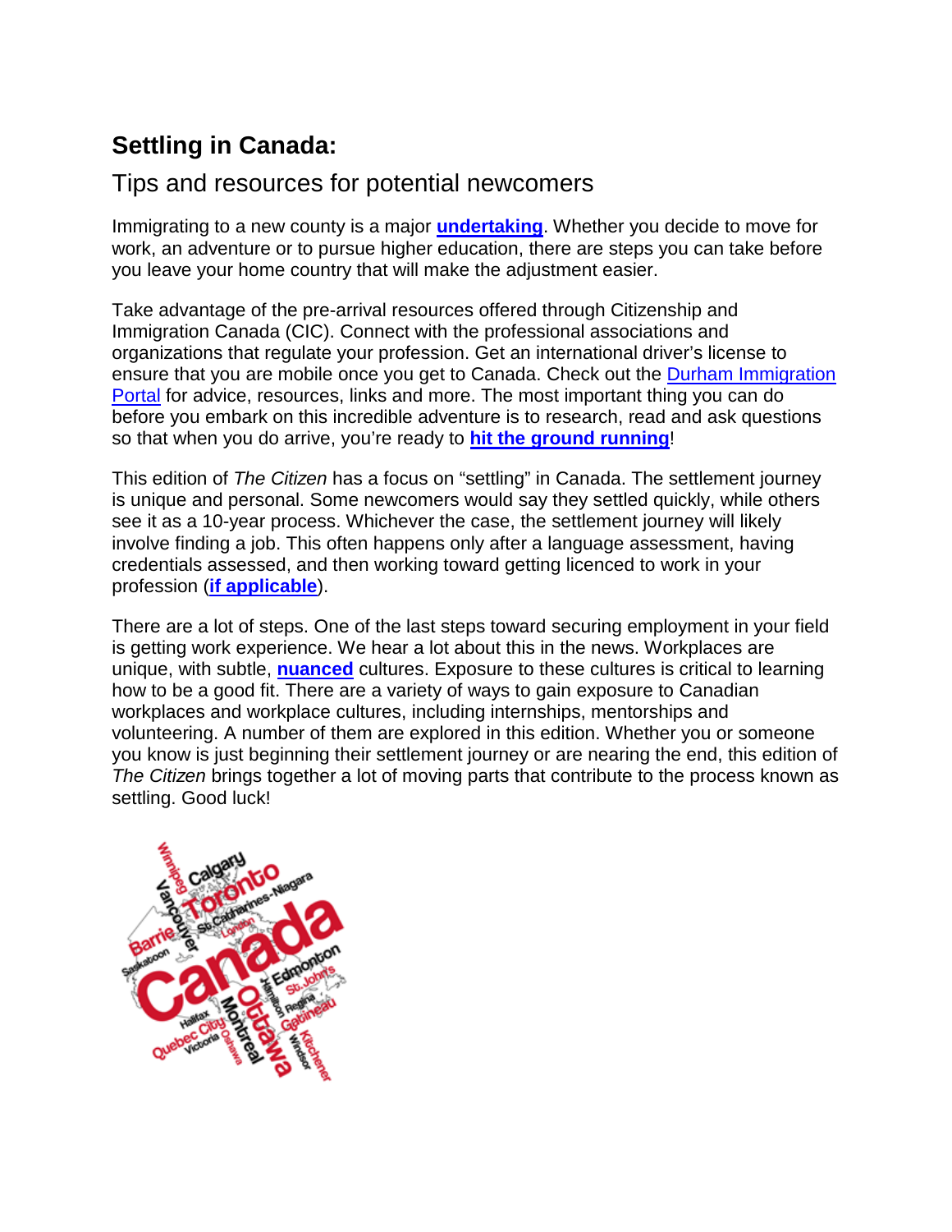# Settling in Canada:

## Tips and resources for potential newcomers

Immigrating to a new county is a major **undertaking**. Whether you decide to move for work, an adventure or to pursue higher education, there are steps you can take before you leave your home country that will make the adjustment easier.

Take advantage of the pre-arrival resources offered through Citizenship and Immigration Canada (CIC). Connect with the professional associations and organizations that regulate your profession. Get an international driver's license to ensure that you are mobile once you get to Canada. Check out the Durham Immigration Portal for advice, resources, links and more. The most important thing you can do before you embark on this incredible adventure is to research, read and ask questions so that when you do arrive, you're ready to **hit the ground running**!

This edition of *The Citizen* has a focus on "settling" in Canada. The settlement journey is unique and personal. Some newcomers would say they settled quickly, while others see it as a 10-year process. Whichever the case, the settlement journey will likely involve finding a job. This often happens only after a language assessment, having credentials assessed, and then working toward getting licenced to work in your profession (**if applicable**).

There are a lot of steps. One of the last steps toward securing employment in your field is getting work experience. We hear a lot about this in the news. Workplaces are unique, with subtle, **nuanced** cultures. Exposure to these cultures is critical to learning how to be a good fit. There are a variety of ways to gain exposure to Canadian workplaces and workplace cultures, including internships, mentorships and volunteering. A number of them are explored in this edition. Whether you or someone you know is just beginning their settlement journey or are nearing the end, this edition of *The Citizen* brings together a lot of moving parts that contribute to the process known as settling. Good luck!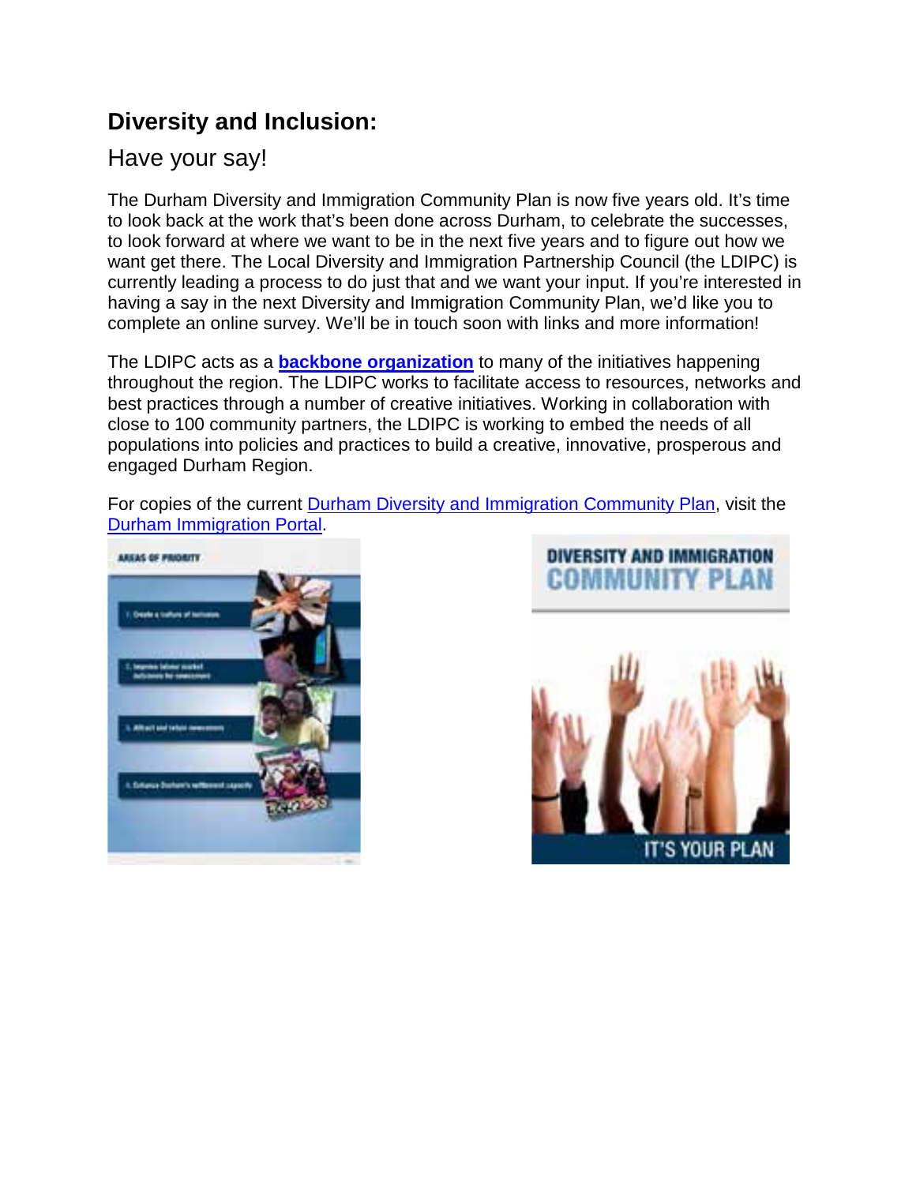## Diversity and Inclusion:

### Have your say!

The Durham Diversity and Immigration Community Plan is now five years old. It's time to look back at the work that's been done across Durham, to celebrate the successes, to look forward at where we want to be in the next five years and to figure out how we want get there. The Local Diversity and Immigration Partnership Council (the LDIPC) is currently leading a process to do just that and we want your input. If you're interested in having a say in the next Diversity and Immigration Community Plan, we'd like you to complete an online survey. We'll be in touch soon with links and more information!

The LDIPC acts as a **backbone organization** to many of the initiatives happening throughout the region. The LDIPC works to facilitate access to resources, networks and best practices through a number of creative initiatives. Working in collaboration with close to 100 community partners, the LDIPC is working to embed the needs of all populations into policies and practices to build a creative, innovative, prosperous and engaged Durham Region.

For copies of the current Durham Diversity and Immigration Community Plan, visit the Durham Immigration Portal.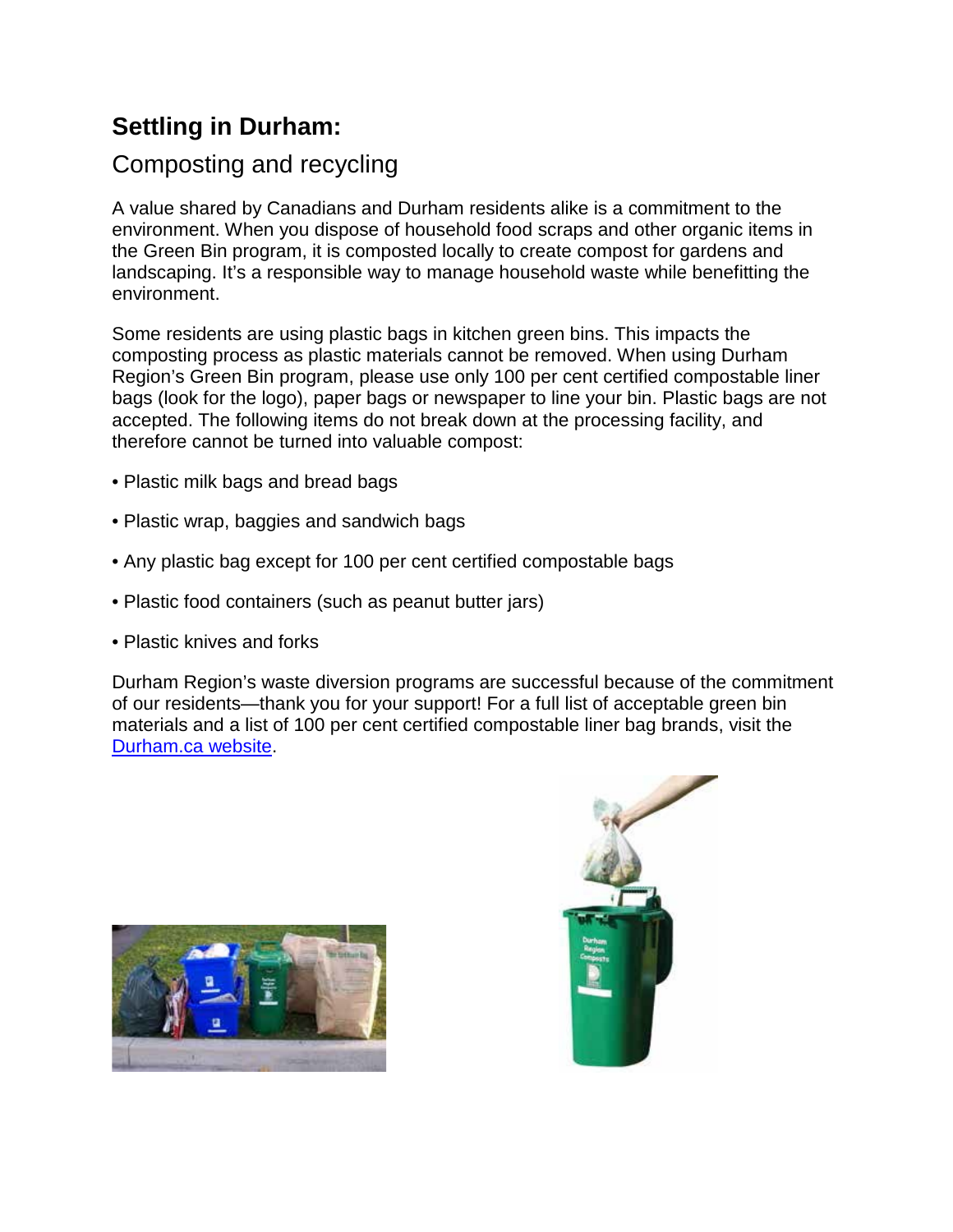# Settling in Durham:

## Composting and recycling

A value shared by Canadians and Durham residents alike is a commitment to the environment. When you dispose of household food scraps and other organic items in the Green Bin program, it is composted locally to create compost for gardens and landscaping. It's a responsible way to manage household waste while benefitting the environment.

Some residents are using plastic bags in kitchen green bins. This impacts the composting process as plastic materials cannot be removed. When using Durham Region's Green Bin program, please use only 100 per cent certified compostable liner bags (look for the logo), paper bags or newspaper to line your bin. Plastic bags are not accepted. The following items do not break down at the processing facility, and therefore cannot be turned into valuable compost:

- Plastic milk bags and bread bags
- Plastic wrap, baggies and sandwich bags
- Any plastic bag except for 100 per cent certified compostable bags
- Plastic food containers (such as peanut butter jars)
- Plastic knives and forks

Durham Region's waste diversion programs are successful because of the commitment of our residents—thank you for your support! For a full list of acceptable green bin materials and a list of 100 per cent certified compostable liner bag brands, visit the Durham.ca website.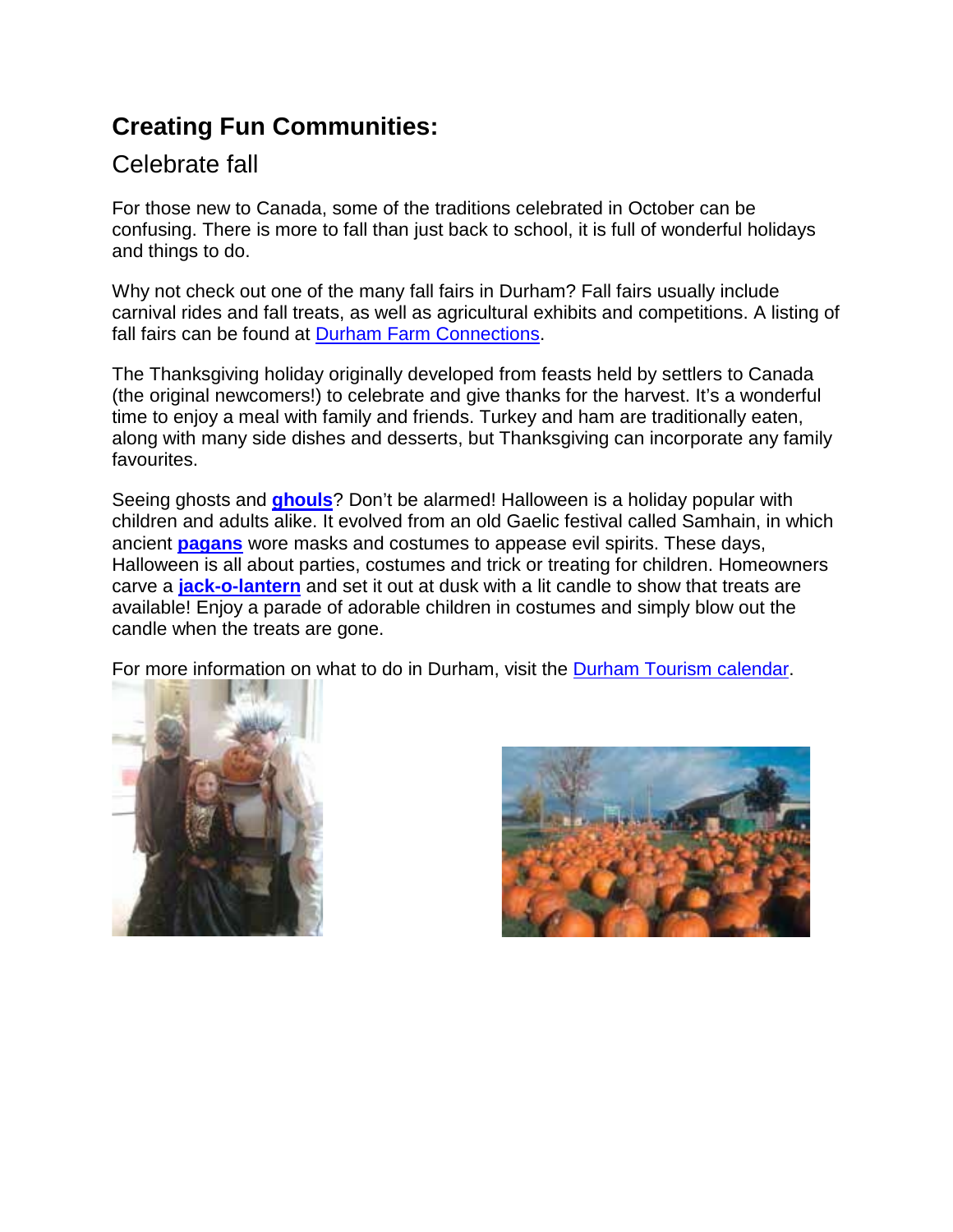# Creating Fun Communities:

## Celebrate fall

For those new to Canada, some of the traditions celebrated in October can be confusing. There is more to fall than just back to school, it is full of wonderful holidays and things to do.

Why not check out one of the many fall fairs in Durham? Fall fairs usually include carnival rides and fall treats, as well as agricultural exhibits and competitions. A listing of fall fairs can be found at Durham Farm Connections.

The Thanksgiving holiday originally developed from feasts held by settlers to Canada (the original newcomers!) to celebrate and give thanks for the harvest. It's a wonderful time to enjoy a meal with family and friends. Turkey and ham are traditionally eaten, along with many side dishes and desserts, but Thanksgiving can incorporate any family favourites.

Seeing ghosts and **ghouls**? Don't be alarmed! Halloween is a holiday popular with children and adults alike. It evolved from an old Gaelic festival called Samhain, in which ancient **pagans** wore masks and costumes to appease evil spirits. These days, Halloween is all about parties, costumes and trick or treating for children. Homeowners carve a **jack-o-lantern** and set it out at dusk with a lit candle to show that treats are available! Enjoy a parade of adorable children in costumes and simply blow out the candle when the treats are gone.

For more information on what to do in Durham, visit the Durham Tourism calendar.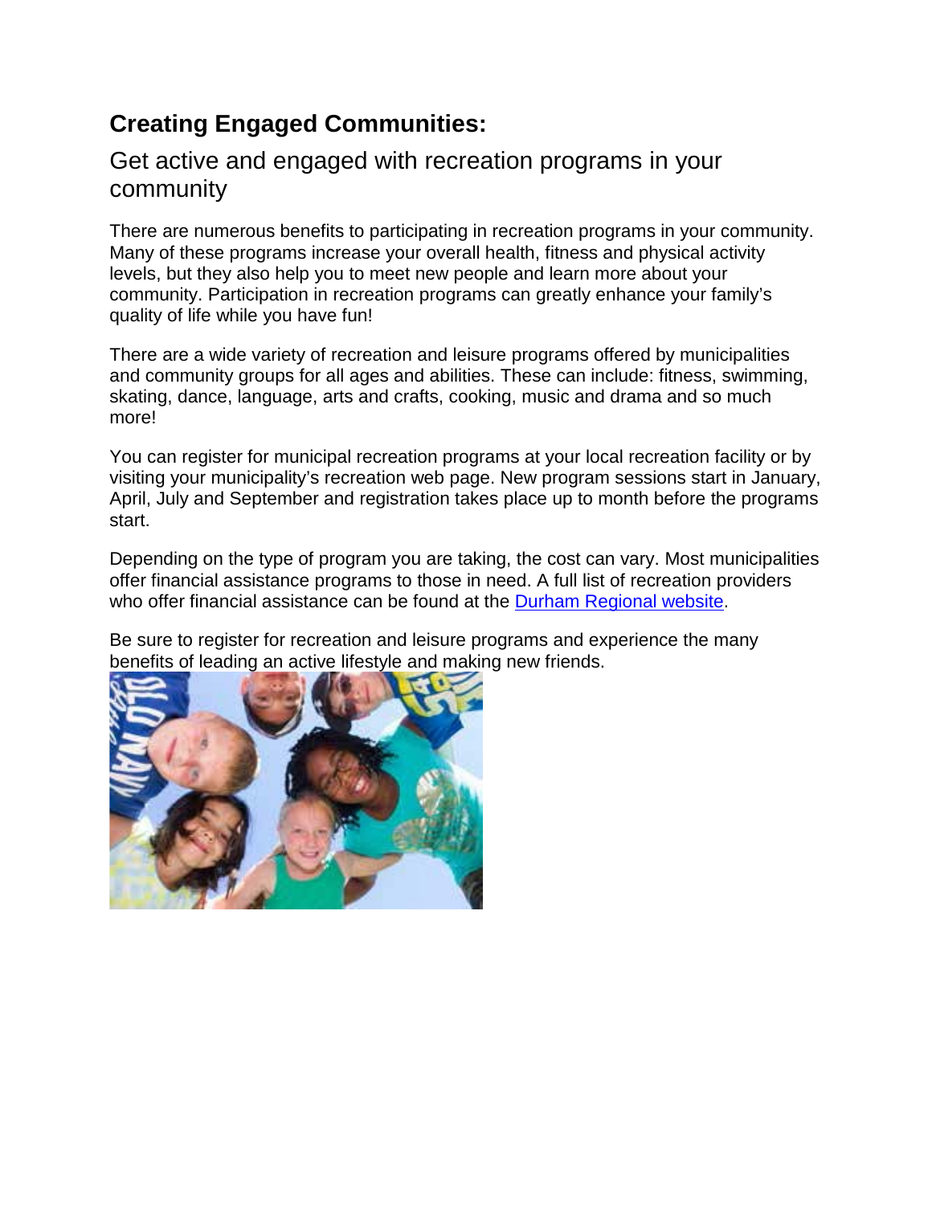## Creating Engaged Communities:

### Get active and engaged with recreation programs in your community

There are numerous benefits to participating in recreation programs in your community. Many of these programs increase your overall health, fitness and physical activity levels, but they also help you to meet new people and learn more about your community. Participation in recreation programs can greatly enhance your family's quality of life while you have fun!

There are a wide variety of recreation and leisure programs offered by municipalities and community groups for all ages and abilities. These can include: fitness, swimming, skating, dance, language, arts and crafts, cooking, music and drama and so much more!

You can register for municipal recreation programs at your local recreation facility or by visiting your municipality's recreation web page. New program sessions start in January, April, July and September and registration takes place up to month before the programs start.

Depending on the type of program you are taking, the cost can vary. Most municipalities offer financial assistance programs to those in need. A full list of recreation providers who offer financial assistance can be found at the Durham Regional website.

Be sure to register for recreation and leisure programs and experience the many benefits of leading an active lifestyle and making new friends.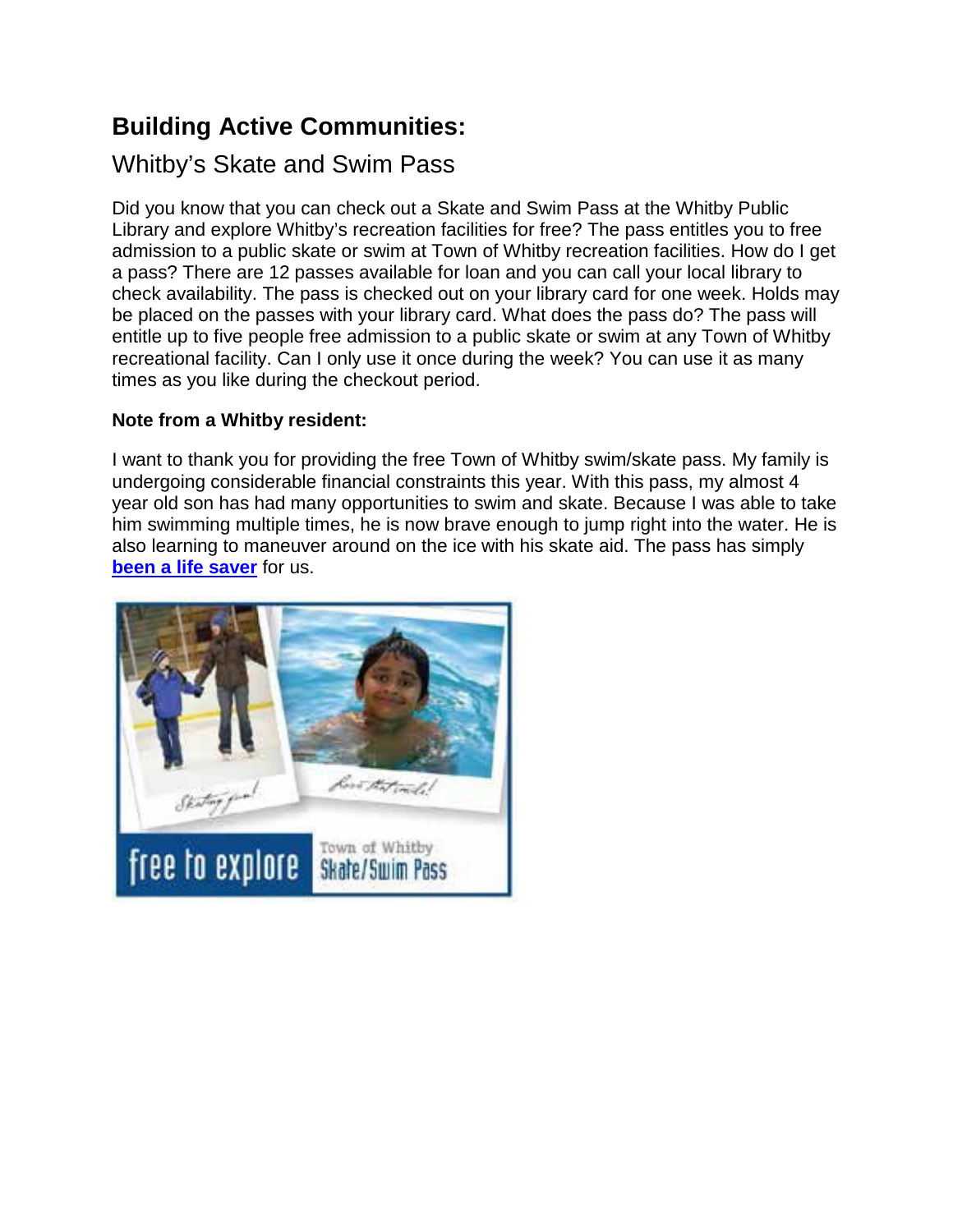# Building Active Communities:

## Whitby's Skate and Swim Pass

Did you know that you can check out a Skate and Swim Pass at the Whitby Public Library and explore Whitby's recreation facilities for free? The pass entitles you to free admission to a public skate or swim at Town of Whitby recreation facilities. How do I get a pass? There are 12 passes available for loan and you can call your local library to check availability. The pass is checked out on your library card for one week. Holds may be placed on the passes with your library card. What does the pass do? The pass will entitle up to five people free admission to a public skate or swim at any Town of Whitby recreational facility. Can I only use it once during the week? You can use it as many times as you like during the checkout period.

**Note from a Whitby resident:**

I want to thank you for providing the free Town of Whitby swim/skate pass. My family is undergoing considerable financial constraints this year. With this pass, my almost 4 year old son has had many opportunities to swim and skate. Because I was able to take him swimming multiple times, he is now brave enough to jump right into the water. He is also learning to maneuver around on the ice with his skate aid. The pass has simply **been a life saver** for us.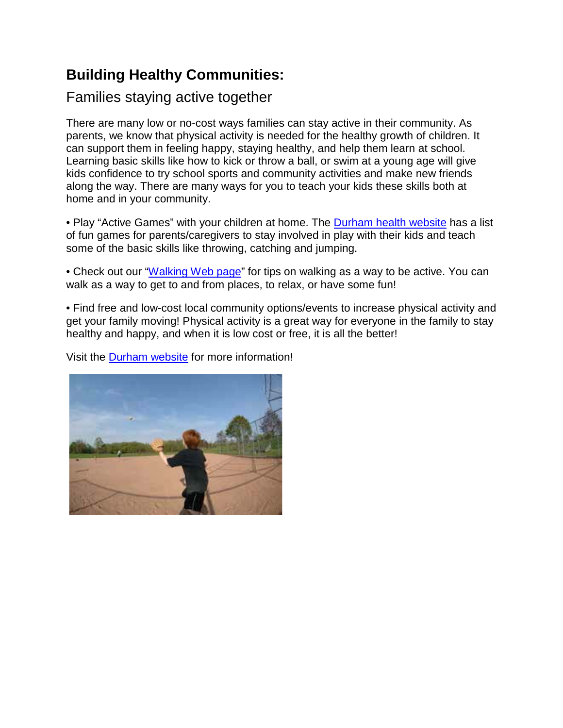# Building Healthy Communities:

## Families staying active together

There are many low or no-cost ways families can stay active in their community. As parents, we know that physical activity is needed for the healthy growth of children. It can support them in feeling happy, staying healthy, and help them learn at school. Learning basic skills like how to kick or throw a ball, or swim at a young age will give kids confidence to try school sports and community activities and make new friends along the way. There are many ways for you to teach your kids these skills both at home and in your community.

- Play "Active Games" with your children at home. The Durham health website has a list of fun games for parents/caregivers to stay involved in play with their kids and teach some of the basic skills like throwing, catching and jumping.

- Check out our "Walking Web page" for tips on walking as a way to be active. You can walk as a way to get to and from places, to relax, or have some fun!

- Find free and low-cost local community options/events to increase physical activity and get your family moving! Physical activity is a great way for everyone in the family to stay healthy and happy, and when it is low cost or free, it is all the better!

Visit the Durham website for more information!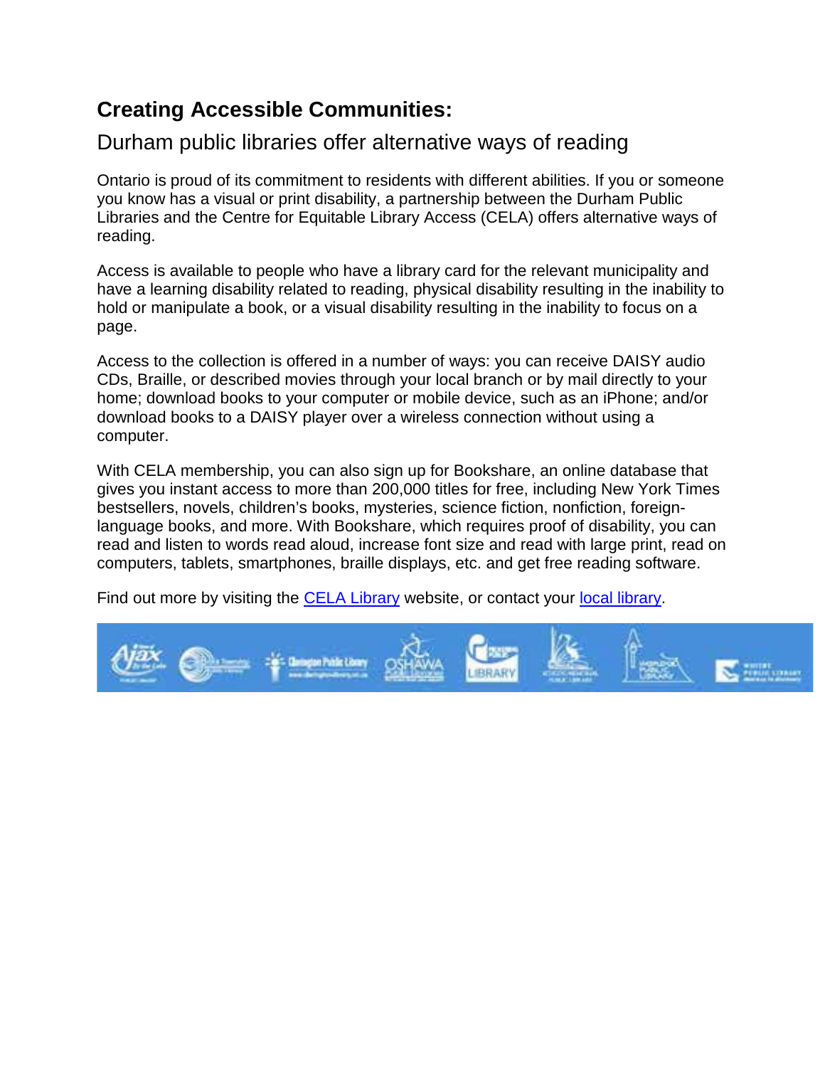## Creating Accessible Communities:

### Durham public libraries offer alternative ways of reading

Ontario is proud of its commitment to residents with different abilities. If you or someone you know has a visual or print disability, a partnership between the Durham Public Libraries and the Centre for Equitable Library Access (CELA) offers alternative ways of reading.

Access is available to people who have a library card for the relevant municipality and have a learning disability related to reading, physical disability resulting in the inability to hold or manipulate a book, or a visual disability resulting in the inability to focus on a page.

Access to the collection is offered in a number of ways: you can receive DAISY audio CDs, Braille, or described movies through your local branch or by mail directly to your home; download books to your computer or mobile device, such as an iPhone; and/or download books to a DAISY player over a wireless connection without using a computer.

With CELA membership, you can also sign up for Bookshare, an online database that gives you instant access to more than 200,000 titles for free, including New York Times bestsellers, novels, children's books, mysteries, science fiction, nonfiction, foreign-language books, and more. With Bookshare, which requires proof of disability, you can read and listen to words read aloud, increase font size and read with large print, read on computers, tablets, smartphones, braille displays, etc. and get free reading software.

Find out more by visiting the CELA Library website, or contact your local library.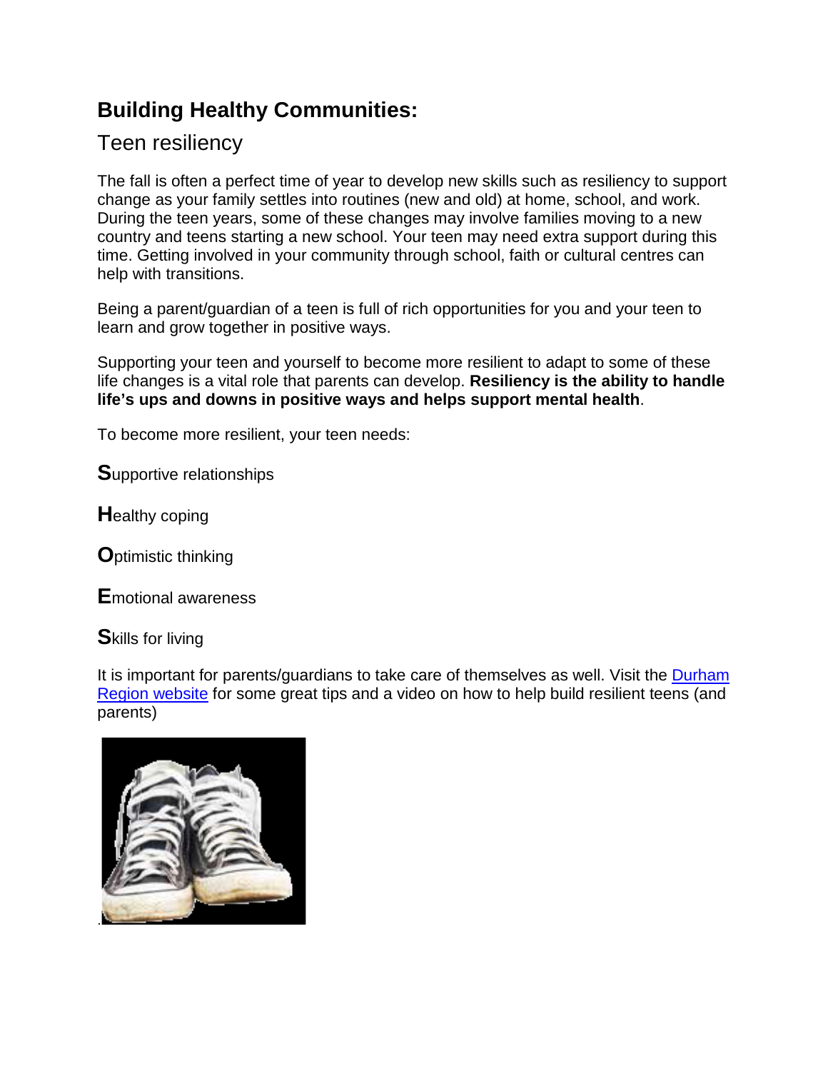## Building Healthy Communities:

### Teen resiliency

The fall is often a perfect time of year to develop new skills such as resiliency to support change as your family settles into routines (new and old) at home, school, and work. During the teen years, some of these changes may involve families moving to a new country and teens starting a new school. Your teen may need extra support during this time. Getting involved in your community through school, faith or cultural centres can help with transitions.

Being a parent/guardian of a teen is full of rich opportunities for you and your teen to learn and grow together in positive ways.

Supporting your teen and yourself to become more resilient to adapt to some of these life changes is a vital role that parents can develop. **Resiliency is the ability to handle life's ups and downs in positive ways and helps support mental health**.

To become more resilient, your teen needs:

**S**upportive relationships

**H**ealthy coping

**O**ptimistic thinking

**E**motional awareness

**S**kills for living

It is important for parents/guardians to take care of themselves as well. Visit the Durham Region website for some great tips and a video on how to help build resilient teens (and parents)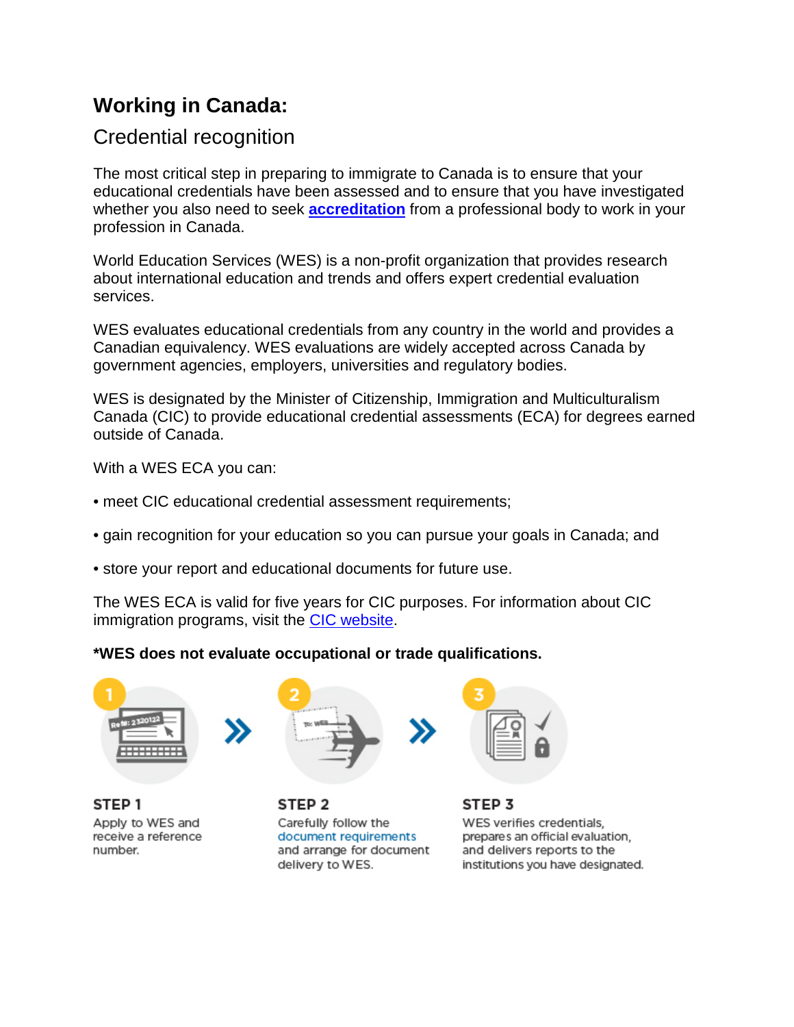# Working in Canada:

## Credential recognition

The most critical step in preparing to immigrate to Canada is to ensure that your educational credentials have been assessed and to ensure that you have investigated whether you also need to seek **accreditation** from a professional body to work in your profession in Canada.

World Education Services (WES) is a non-profit organization that provides research about international education and trends and offers expert credential evaluation services.

WES evaluates educational credentials from any country in the world and provides a Canadian equivalency. WES evaluations are widely accepted across Canada by government agencies, employers, universities and regulatory bodies.

WES is designated by the Minister of Citizenship, Immigration and Multiculturalism Canada (CIC) to provide educational credential assessments (ECA) for degrees earned outside of Canada.

With a WES ECA you can:

- meet CIC educational credential assessment requirements;
- gain recognition for your education so you can pursue your goals in Canada; and
- store your report and educational documents for future use.

The WES ECA is valid for five years for CIC purposes. For information about CIC immigration programs, visit the CIC website.

**\*WES does not evaluate occupational or trade qualifications.**

**STEP 1**
Apply to WES and receive a reference number.

**STEP 2**
Carefully follow the document requirements and arrange for document delivery to WES.

**STEP 3**
WES verifies credentials, prepares an official evaluation, and delivers reports to the institutions you have designated.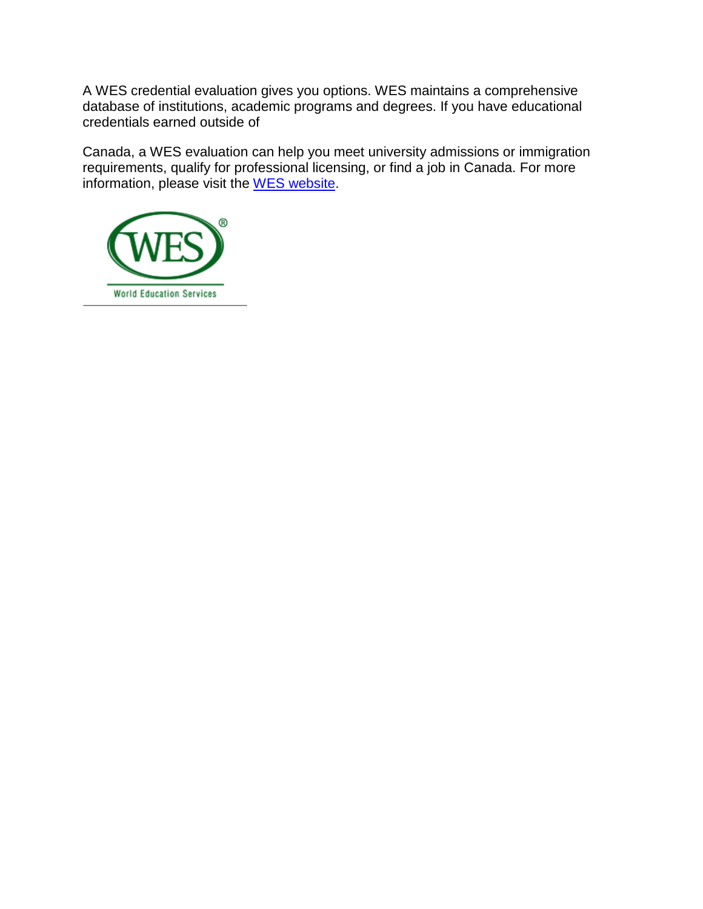A WES credential evaluation gives you options. WES maintains a comprehensive database of institutions, academic programs and degrees. If you have educational credentials earned outside of

Canada, a WES evaluation can help you meet university admissions or immigration requirements, qualify for professional licensing, or find a job in Canada. For more information, please visit the WES website.

WES®

World Education Services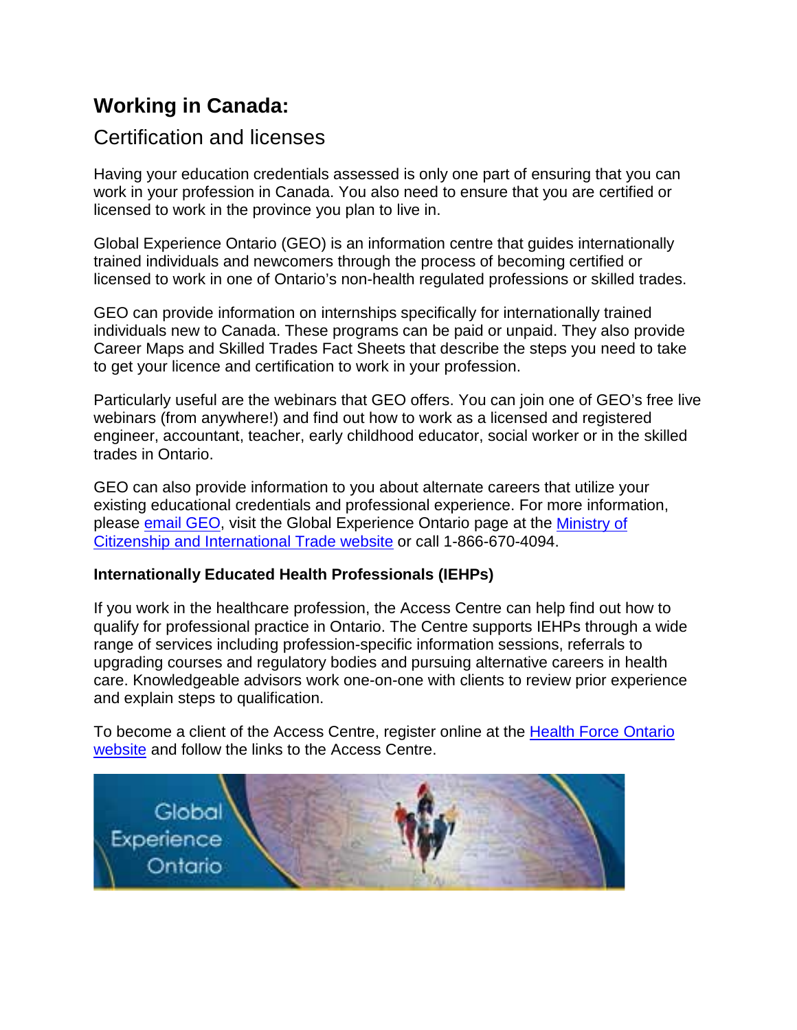# Working in Canada:

## Certification and licenses

Having your education credentials assessed is only one part of ensuring that you can work in your profession in Canada. You also need to ensure that you are certified or licensed to work in the province you plan to live in.

Global Experience Ontario (GEO) is an information centre that guides internationally trained individuals and newcomers through the process of becoming certified or licensed to work in one of Ontario's non-health regulated professions or skilled trades.

GEO can provide information on internships specifically for internationally trained individuals new to Canada. These programs can be paid or unpaid. They also provide Career Maps and Skilled Trades Fact Sheets that describe the steps you need to take to get your licence and certification to work in your profession.

Particularly useful are the webinars that GEO offers. You can join one of GEO's free live webinars (from anywhere!) and find out how to work as a licensed and registered engineer, accountant, teacher, early childhood educator, social worker or in the skilled trades in Ontario.

GEO can also provide information to you about alternate careers that utilize your existing educational credentials and professional experience. For more information, please email GEO, visit the Global Experience Ontario page at the Ministry of Citizenship and International Trade website or call 1-866-670-4094.

**Internationally Educated Health Professionals (IEHPs)**

If you work in the healthcare profession, the Access Centre can help find out how to qualify for professional practice in Ontario. The Centre supports IEHPs through a wide range of services including profession-specific information sessions, referrals to upgrading courses and regulatory bodies and pursuing alternative careers in health care. Knowledgeable advisors work one-on-one with clients to review prior experience and explain steps to qualification.

To become a client of the Access Centre, register online at the Health Force Ontario website and follow the links to the Access Centre.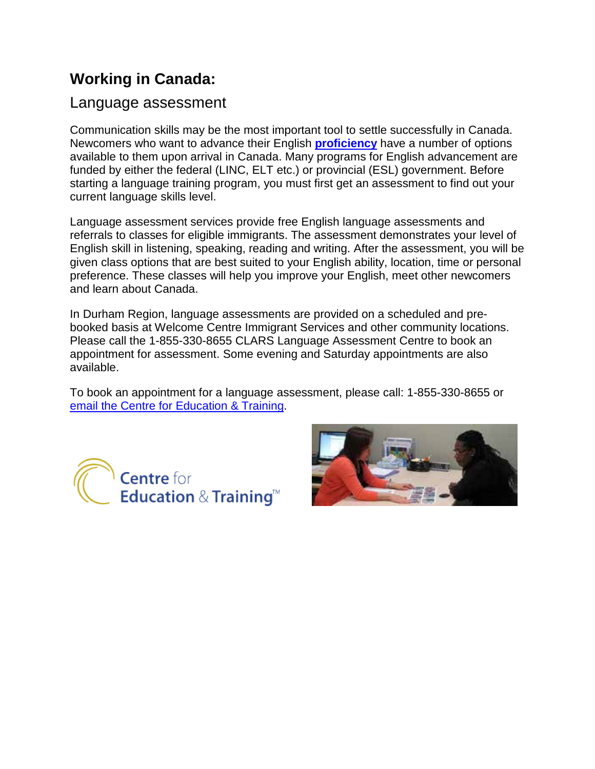# Working in Canada:

## Language assessment

Communication skills may be the most important tool to settle successfully in Canada. Newcomers who want to advance their English **proficiency** have a number of options available to them upon arrival in Canada. Many programs for English advancement are funded by either the federal (LINC, ELT etc.) or provincial (ESL) government. Before starting a language training program, you must first get an assessment to find out your current language skills level.

Language assessment services provide free English language assessments and referrals to classes for eligible immigrants. The assessment demonstrates your level of English skill in listening, speaking, reading and writing. After the assessment, you will be given class options that are best suited to your English ability, location, time or personal preference. These classes will help you improve your English, meet other newcomers and learn about Canada.

In Durham Region, language assessments are provided on a scheduled and pre-booked basis at Welcome Centre Immigrant Services and other community locations. Please call the 1-855-330-8655 CLARS Language Assessment Centre to book an appointment for assessment. Some evening and Saturday appointments are also available.

To book an appointment for a language assessment, please call: 1-855-330-8655 or email the Centre for Education & Training.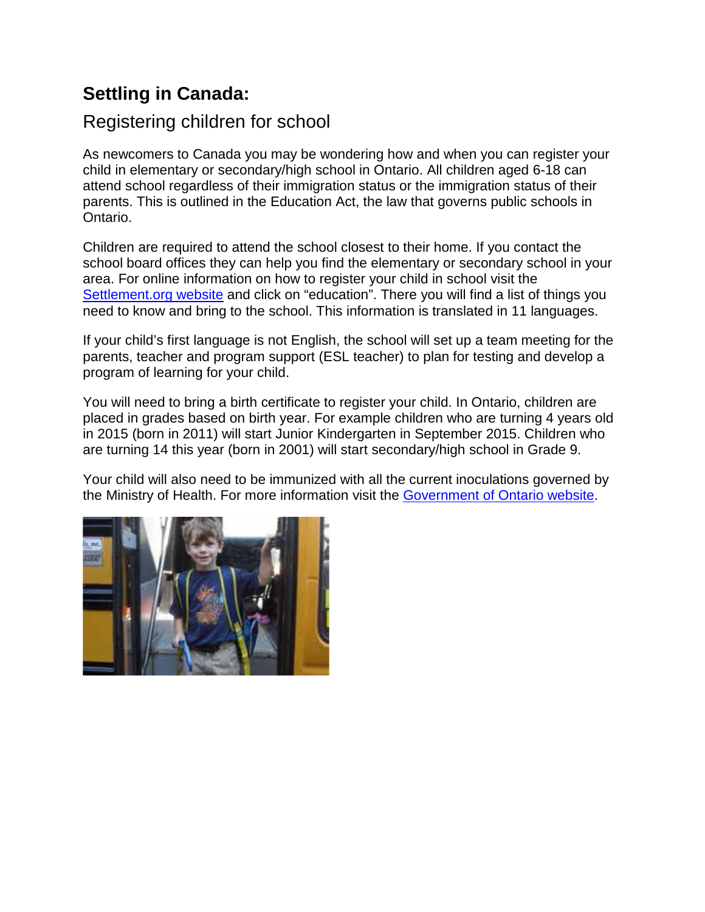# Settling in Canada:

## Registering children for school

As newcomers to Canada you may be wondering how and when you can register your child in elementary or secondary/high school in Ontario. All children aged 6-18 can attend school regardless of their immigration status or the immigration status of their parents. This is outlined in the Education Act, the law that governs public schools in Ontario.

Children are required to attend the school closest to their home. If you contact the school board offices they can help you find the elementary or secondary school in your area. For online information on how to register your child in school visit the Settlement.org website and click on "education". There you will find a list of things you need to know and bring to the school. This information is translated in 11 languages.

If your child's first language is not English, the school will set up a team meeting for the parents, teacher and program support (ESL teacher) to plan for testing and develop a program of learning for your child.

You will need to bring a birth certificate to register your child. In Ontario, children are placed in grades based on birth year. For example children who are turning 4 years old in 2015 (born in 2011) will start Junior Kindergarten in September 2015. Children who are turning 14 this year (born in 2001) will start secondary/high school in Grade 9.

Your child will also need to be immunized with all the current inoculations governed by the Ministry of Health. For more information visit the Government of Ontario website.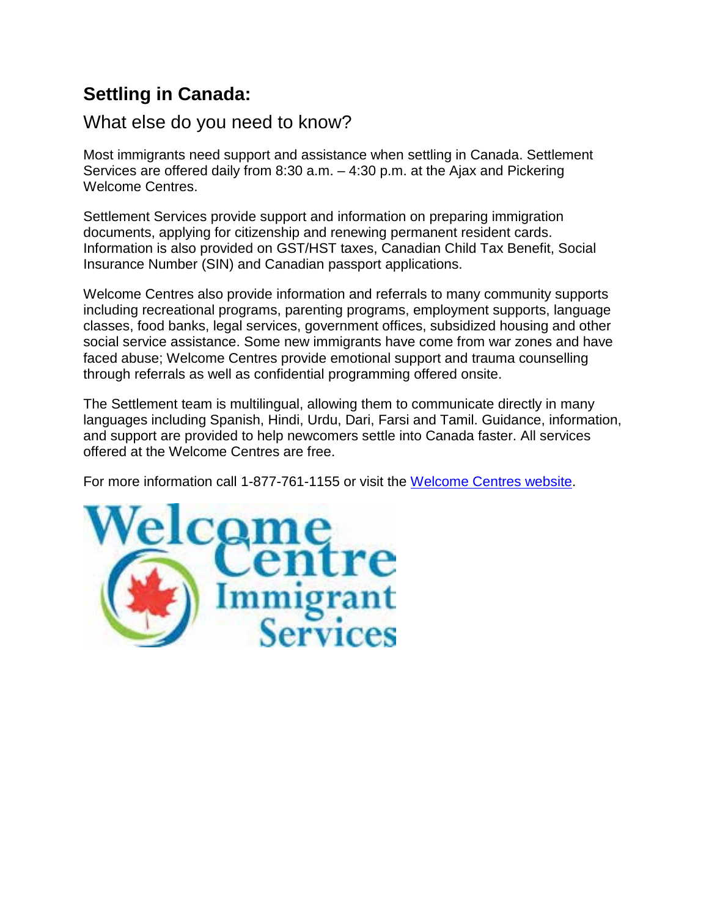## Settling in Canada:

### What else do you need to know?

Most immigrants need support and assistance when settling in Canada. Settlement Services are offered daily from 8:30 a.m. – 4:30 p.m. at the Ajax and Pickering Welcome Centres.

Settlement Services provide support and information on preparing immigration documents, applying for citizenship and renewing permanent resident cards. Information is also provided on GST/HST taxes, Canadian Child Tax Benefit, Social Insurance Number (SIN) and Canadian passport applications.

Welcome Centres also provide information and referrals to many community supports including recreational programs, parenting programs, employment supports, language classes, food banks, legal services, government offices, subsidized housing and other social service assistance. Some new immigrants have come from war zones and have faced abuse; Welcome Centres provide emotional support and trauma counselling through referrals as well as confidential programming offered onsite.

The Settlement team is multilingual, allowing them to communicate directly in many languages including Spanish, Hindi, Urdu, Dari, Farsi and Tamil. Guidance, information, and support are provided to help newcomers settle into Canada faster. All services offered at the Welcome Centres are free.

For more information call 1-877-761-1155 or visit the Welcome Centres website.

Welcome Centre Immigrant Services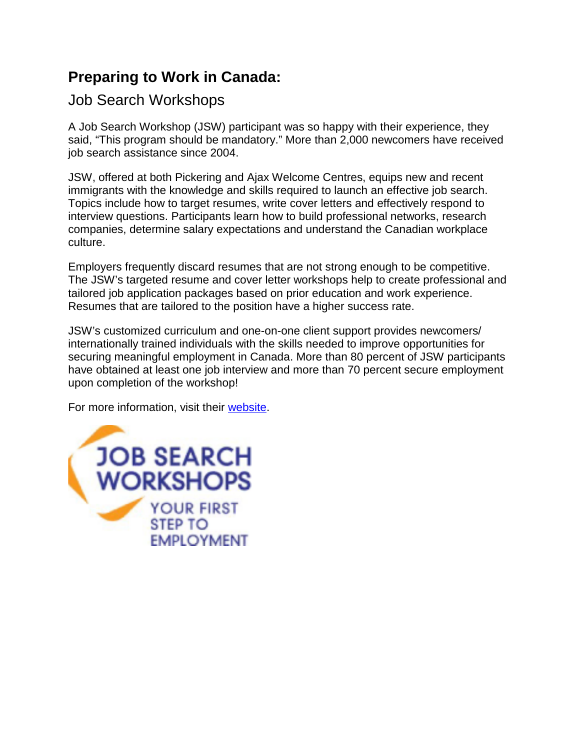## Preparing to Work in Canada:

### Job Search Workshops

A Job Search Workshop (JSW) participant was so happy with their experience, they said, “This program should be mandatory.” More than 2,000 newcomers have received job search assistance since 2004.

JSW, offered at both Pickering and Ajax Welcome Centres, equips new and recent immigrants with the knowledge and skills required to launch an effective job search. Topics include how to target resumes, write cover letters and effectively respond to interview questions. Participants learn how to build professional networks, research companies, determine salary expectations and understand the Canadian workplace culture.

Employers frequently discard resumes that are not strong enough to be competitive. The JSW’s targeted resume and cover letter workshops help to create professional and tailored job application packages based on prior education and work experience. Resumes that are tailored to the position have a higher success rate.

JSW’s customized curriculum and one-on-one client support provides newcomers/ internationally trained individuals with the skills needed to improve opportunities for securing meaningful employment in Canada. More than 80 percent of JSW participants have obtained at least one job interview and more than 70 percent secure employment upon completion of the workshop!

For more information, visit their website.

JOB SEARCH WORKSHOPS

YOUR FIRST STEP TO EMPLOYMENT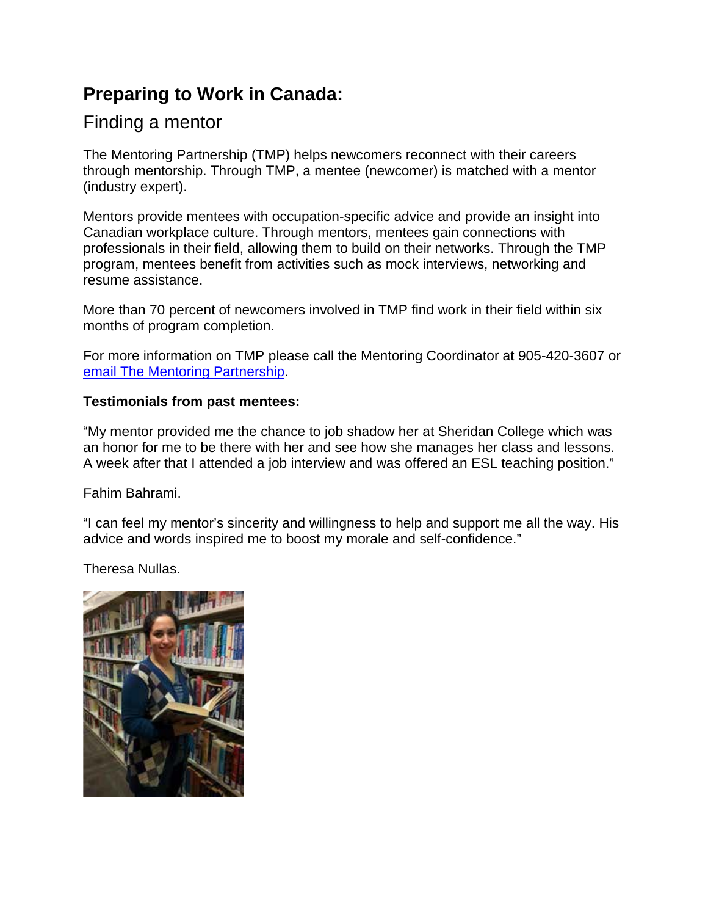## Preparing to Work in Canada:

### Finding a mentor

The Mentoring Partnership (TMP) helps newcomers reconnect with their careers through mentorship. Through TMP, a mentee (newcomer) is matched with a mentor (industry expert).

Mentors provide mentees with occupation-specific advice and provide an insight into Canadian workplace culture. Through mentors, mentees gain connections with professionals in their field, allowing them to build on their networks. Through the TMP program, mentees benefit from activities such as mock interviews, networking and resume assistance.

More than 70 percent of newcomers involved in TMP find work in their field within six months of program completion.

For more information on TMP please call the Mentoring Coordinator at 905-420-3607 or email The Mentoring Partnership.

**Testimonials from past mentees:**

"My mentor provided me the chance to job shadow her at Sheridan College which was an honor for me to be there with her and see how she manages her class and lessons. A week after that I attended a job interview and was offered an ESL teaching position."

Fahim Bahrami.

"I can feel my mentor's sincerity and willingness to help and support me all the way. His advice and words inspired me to boost my morale and self-confidence."

Theresa Nullas.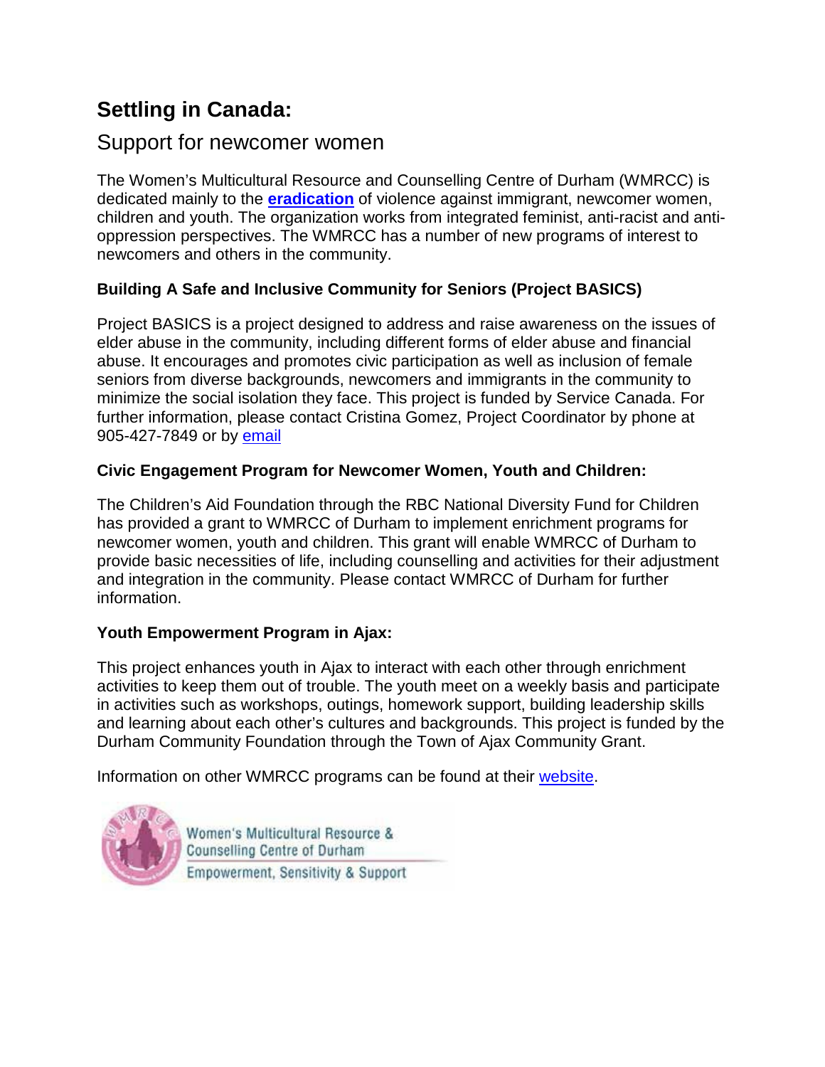# Settling in Canada:

## Support for newcomer women

The Women's Multicultural Resource and Counselling Centre of Durham (WMRCC) is dedicated mainly to the **eradication** of violence against immigrant, newcomer women, children and youth. The organization works from integrated feminist, anti-racist and anti-oppression perspectives. The WMRCC has a number of new programs of interest to newcomers and others in the community.

### Building A Safe and Inclusive Community for Seniors (Project BASICS)

Project BASICS is a project designed to address and raise awareness on the issues of elder abuse in the community, including different forms of elder abuse and financial abuse. It encourages and promotes civic participation as well as inclusion of female seniors from diverse backgrounds, newcomers and immigrants in the community to minimize the social isolation they face. This project is funded by Service Canada. For further information, please contact Cristina Gomez, Project Coordinator by phone at 905-427-7849 or by email

### Civic Engagement Program for Newcomer Women, Youth and Children:

The Children's Aid Foundation through the RBC National Diversity Fund for Children has provided a grant to WMRCC of Durham to implement enrichment programs for newcomer women, youth and children. This grant will enable WMRCC of Durham to provide basic necessities of life, including counselling and activities for their adjustment and integration in the community. Please contact WMRCC of Durham for further information.

### Youth Empowerment Program in Ajax:

This project enhances youth in Ajax to interact with each other through enrichment activities to keep them out of trouble. The youth meet on a weekly basis and participate in activities such as workshops, outings, homework support, building leadership skills and learning about each other's cultures and backgrounds. This project is funded by the Durham Community Foundation through the Town of Ajax Community Grant.

Information on other WMRCC programs can be found at their website.

Women's Multicultural Resource & Counselling Centre of Durham

Empowerment, Sensitivity & Support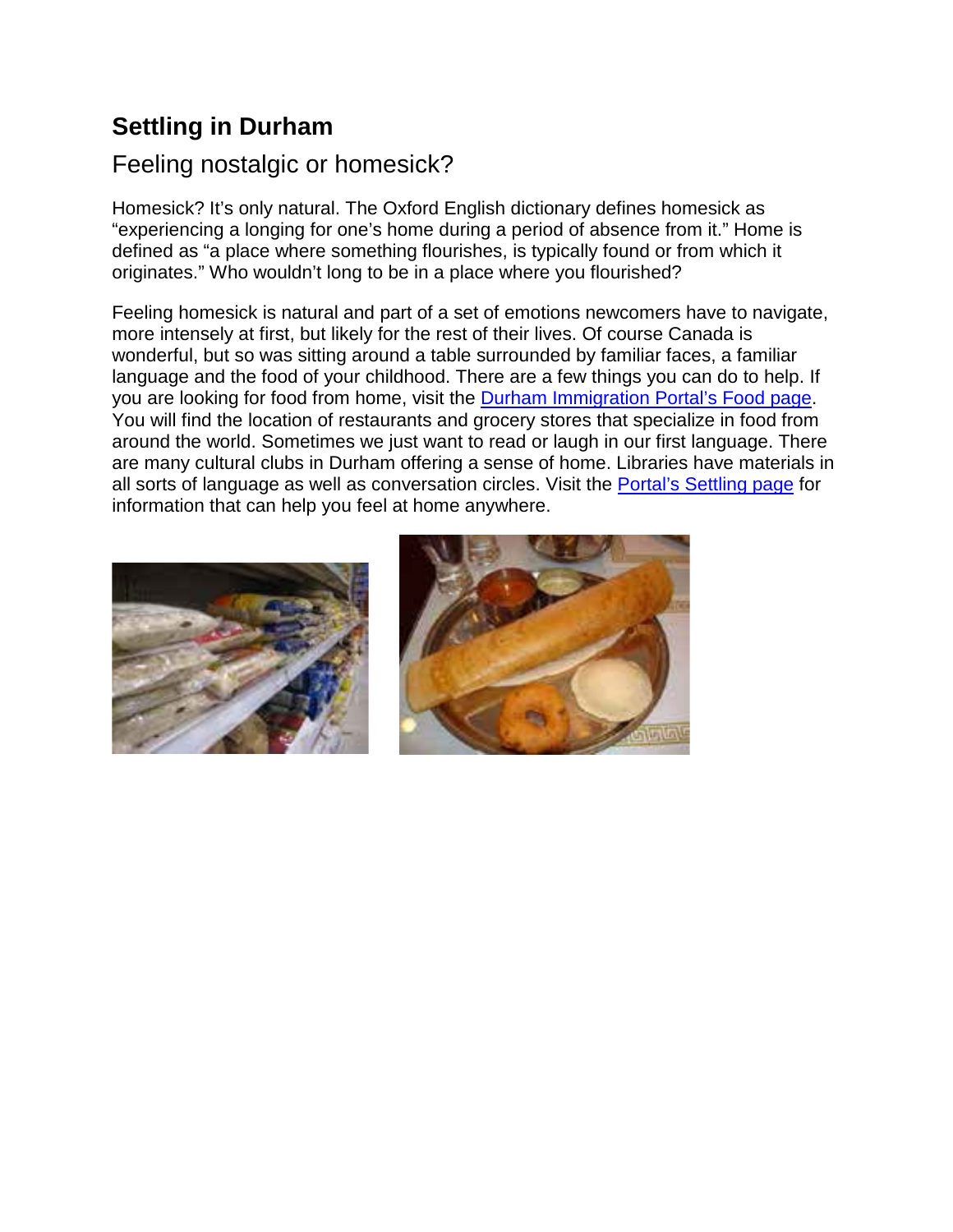# Settling in Durham

## Feeling nostalgic or homesick?

Homesick? It's only natural. The Oxford English dictionary defines homesick as "experiencing a longing for one's home during a period of absence from it." Home is defined as "a place where something flourishes, is typically found or from which it originates." Who wouldn't long to be in a place where you flourished?

Feeling homesick is natural and part of a set of emotions newcomers have to navigate, more intensely at first, but likely for the rest of their lives. Of course Canada is wonderful, but so was sitting around a table surrounded by familiar faces, a familiar language and the food of your childhood. There are a few things you can do to help. If you are looking for food from home, visit the Durham Immigration Portal's Food page. You will find the location of restaurants and grocery stores that specialize in food from around the world. Sometimes we just want to read or laugh in our first language. There are many cultural clubs in Durham offering a sense of home. Libraries have materials in all sorts of language as well as conversation circles. Visit the Portal's Settling page for information that can help you feel at home anywhere.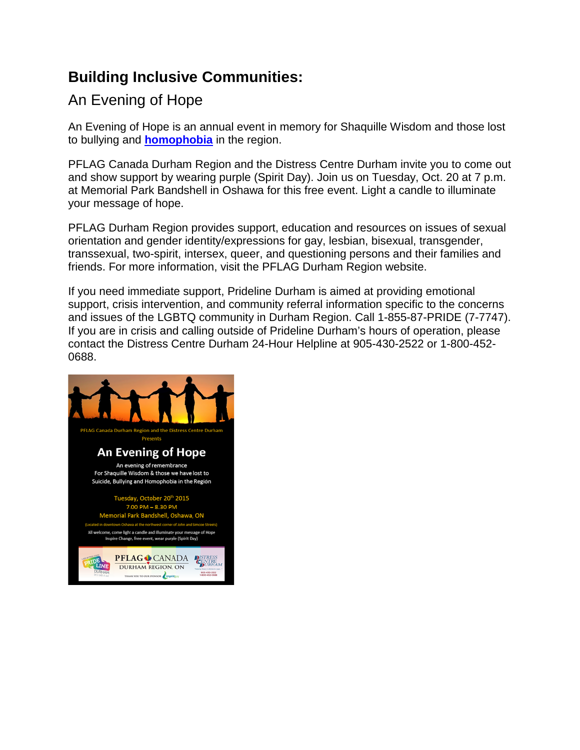## Building Inclusive Communities:

### An Evening of Hope

An Evening of Hope is an annual event in memory for Shaquille Wisdom and those lost to bullying and **homophobia** in the region.

PFLAG Canada Durham Region and the Distress Centre Durham invite you to come out and show support by wearing purple (Spirit Day). Join us on Tuesday, Oct. 20 at 7 p.m. at Memorial Park Bandshell in Oshawa for this free event. Light a candle to illuminate your message of hope.

PFLAG Durham Region provides support, education and resources on issues of sexual orientation and gender identity/expressions for gay, lesbian, bisexual, transgender, transsexual, two-spirit, intersex, queer, and questioning persons and their families and friends. For more information, visit the PFLAG Durham Region website.

If you need immediate support, Prideline Durham is aimed at providing emotional support, crisis intervention, and community referral information specific to the concerns and issues of the LGBTQ community in Durham Region. Call 1-855-87-PRIDE (7-7747). If you are in crisis and calling outside of Prideline Durham's hours of operation, please contact the Distress Centre Durham 24-Hour Helpline at 905-430-2522 or 1-800-452-0688.

PFLAG Canada Durham Region and the Distress Centre Durham

Presents

**An Evening of Hope**

An evening of remembrance
For Shaquille Wisdom & those we have lost to
Suicide, Bullying and Homophobia in the Region

Tuesday, October 20th 2015
7.00 PM – 8.30 PM
Memorial Park Bandshell, Oshawa, ON
(Located in downtown Oshawa at the northwest corner of John and Simcoe Streets)

All welcome, come light a candle and illuminate your message of Hope
Inspire Change, free event, wear purple (Spirit Day)

PRIDE LINE DURHAM | PFLAG CANADA DURHAM REGION, ON | DISTRESS CENTRE DURHAM 905-430-2522 1-800-452-0688

THANK YOU TO OUR SPONSOR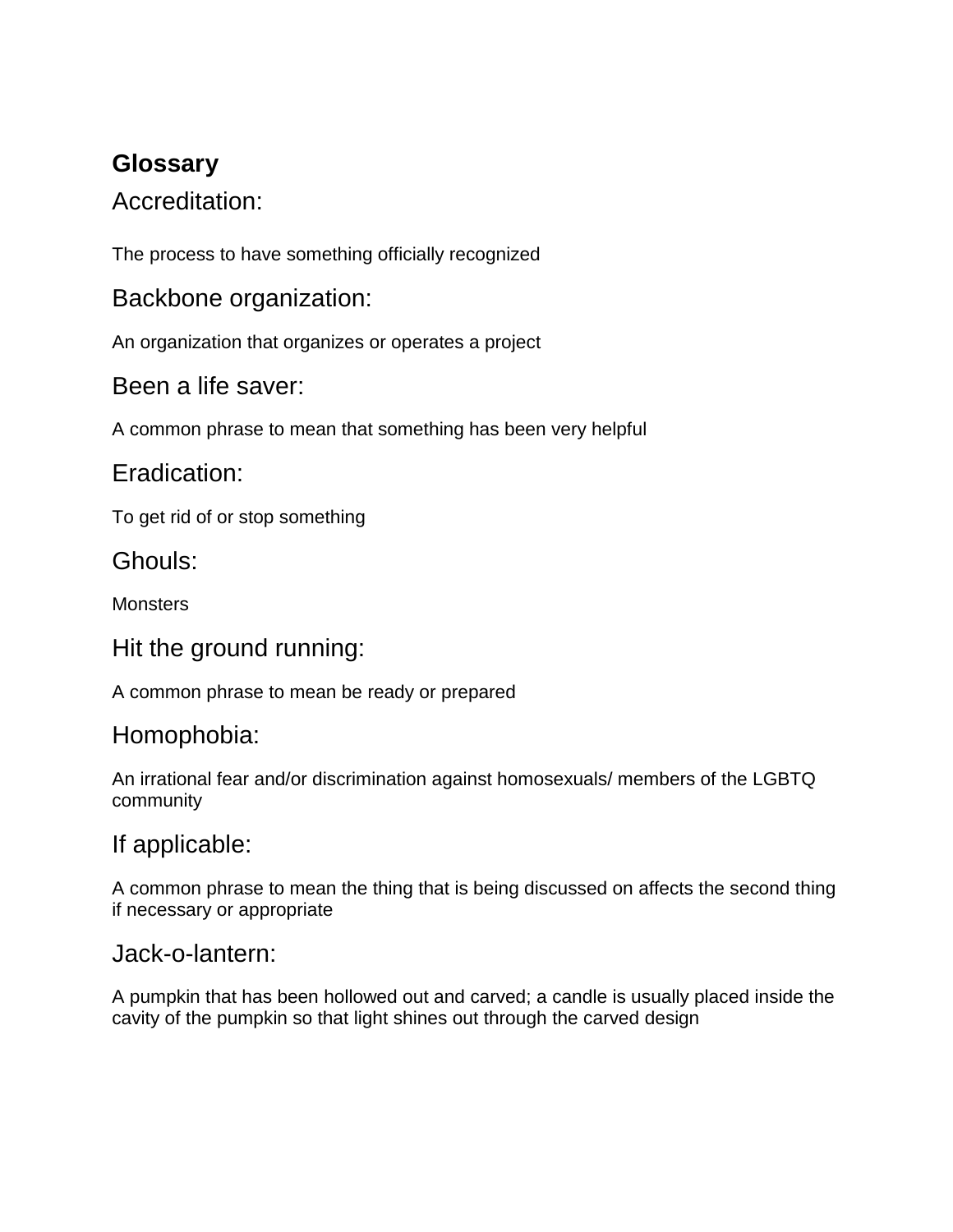## Glossary

### Accreditation:

The process to have something officially recognized

### Backbone organization:

An organization that organizes or operates a project

### Been a life saver:

A common phrase to mean that something has been very helpful

### Eradication:

To get rid of or stop something

### Ghouls:

Monsters

### Hit the ground running:

A common phrase to mean be ready or prepared

### Homophobia:

An irrational fear and/or discrimination against homosexuals/ members of the LGBTQ community

### If applicable:

A common phrase to mean the thing that is being discussed on affects the second thing if necessary or appropriate

### Jack-o-lantern:

A pumpkin that has been hollowed out and carved; a candle is usually placed inside the cavity of the pumpkin so that light shines out through the carved design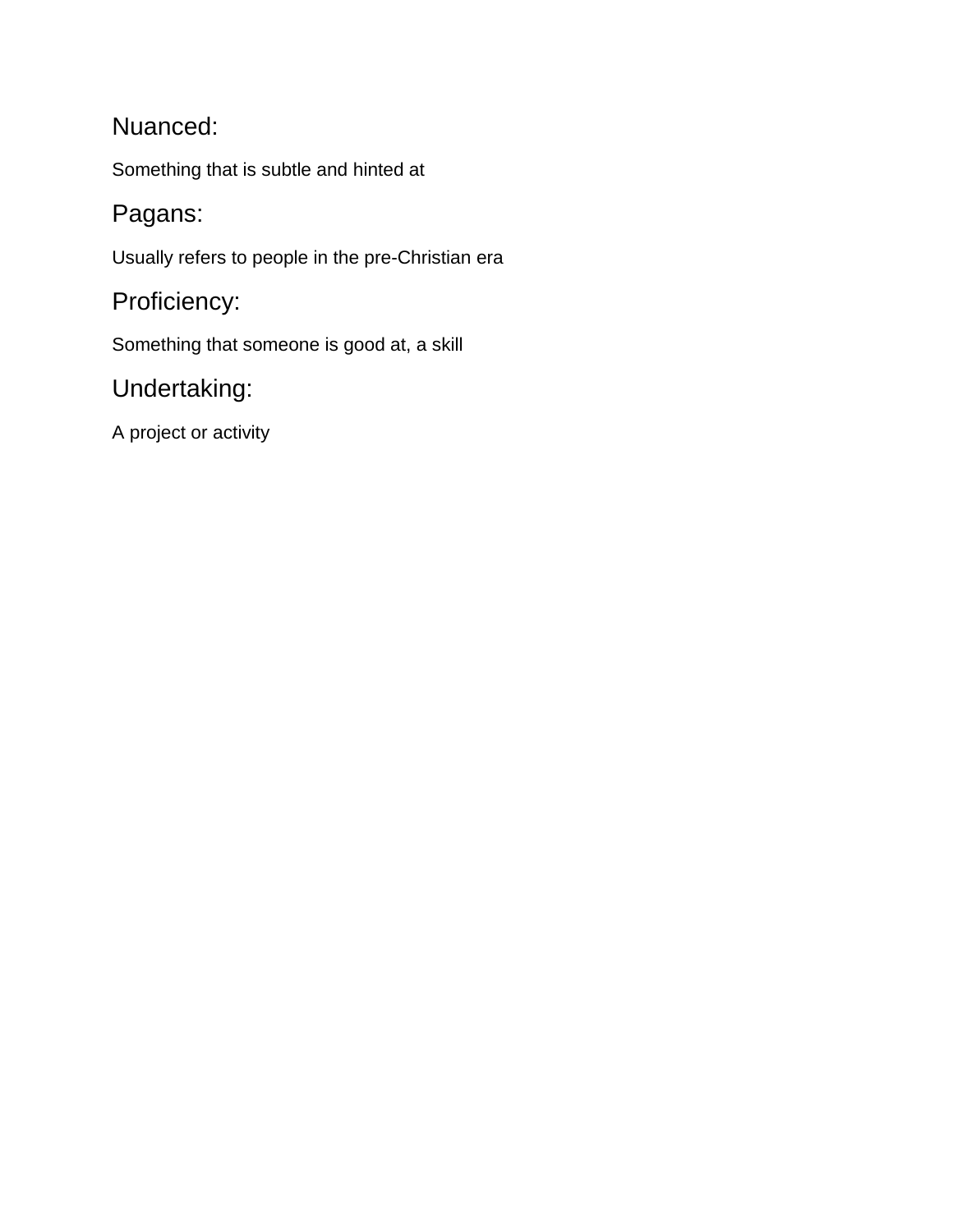## Nuanced:

Something that is subtle and hinted at

## Pagans:

Usually refers to people in the pre-Christian era

## Proficiency:

Something that someone is good at, a skill

## Undertaking:

A project or activity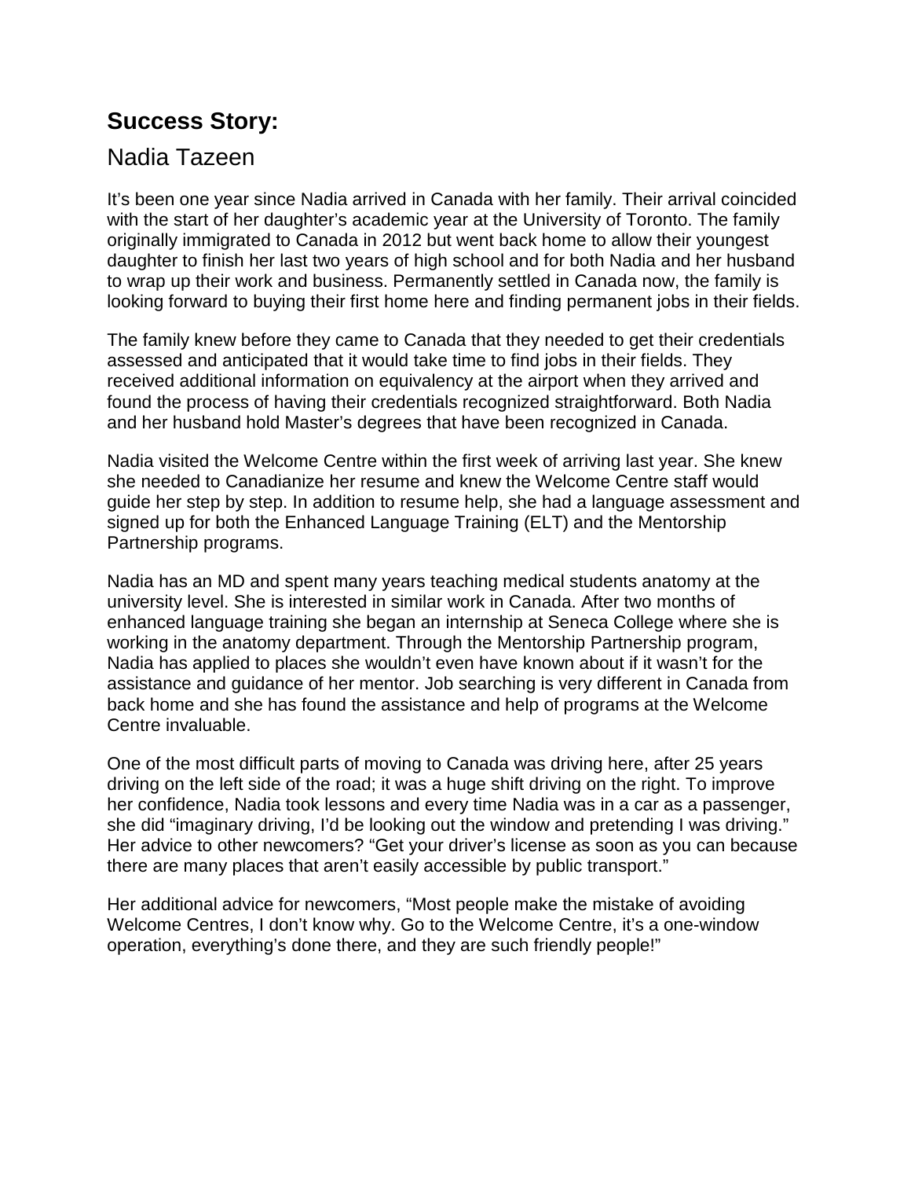## Success Story:

### Nadia Tazeen

It's been one year since Nadia arrived in Canada with her family. Their arrival coincided with the start of her daughter's academic year at the University of Toronto. The family originally immigrated to Canada in 2012 but went back home to allow their youngest daughter to finish her last two years of high school and for both Nadia and her husband to wrap up their work and business. Permanently settled in Canada now, the family is looking forward to buying their first home here and finding permanent jobs in their fields.

The family knew before they came to Canada that they needed to get their credentials assessed and anticipated that it would take time to find jobs in their fields. They received additional information on equivalency at the airport when they arrived and found the process of having their credentials recognized straightforward. Both Nadia and her husband hold Master's degrees that have been recognized in Canada.

Nadia visited the Welcome Centre within the first week of arriving last year. She knew she needed to Canadianize her resume and knew the Welcome Centre staff would guide her step by step. In addition to resume help, she had a language assessment and signed up for both the Enhanced Language Training (ELT) and the Mentorship Partnership programs.

Nadia has an MD and spent many years teaching medical students anatomy at the university level. She is interested in similar work in Canada. After two months of enhanced language training she began an internship at Seneca College where she is working in the anatomy department. Through the Mentorship Partnership program, Nadia has applied to places she wouldn't even have known about if it wasn't for the assistance and guidance of her mentor. Job searching is very different in Canada from back home and she has found the assistance and help of programs at the Welcome Centre invaluable.

One of the most difficult parts of moving to Canada was driving here, after 25 years driving on the left side of the road; it was a huge shift driving on the right. To improve her confidence, Nadia took lessons and every time Nadia was in a car as a passenger, she did "imaginary driving, I'd be looking out the window and pretending I was driving." Her advice to other newcomers? "Get your driver's license as soon as you can because there are many places that aren't easily accessible by public transport."

Her additional advice for newcomers, "Most people make the mistake of avoiding Welcome Centres, I don't know why. Go to the Welcome Centre, it's a one-window operation, everything's done there, and they are such friendly people!"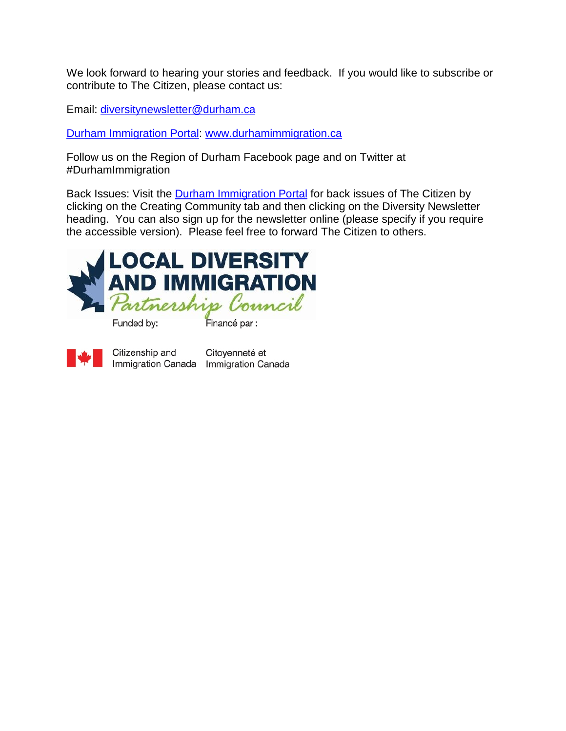We look forward to hearing your stories and feedback. If you would like to subscribe or contribute to The Citizen, please contact us:

Email: diversitynewsletter@durham.ca

Durham Immigration Portal: www.durhamimmigration.ca

Follow us on the Region of Durham Facebook page and on Twitter at #DurhamImmigration

Back Issues: Visit the Durham Immigration Portal for back issues of The Citizen by clicking on the Creating Community tab and then clicking on the Diversity Newsletter heading. You can also sign up for the newsletter online (please specify if you require the accessible version). Please feel free to forward The Citizen to others.

LOCAL DIVERSITY AND IMMIGRATION Partnership Council

Funded by: Financé par :

Citizenship and Immigration Canada Citoyenneté et Immigration Canada